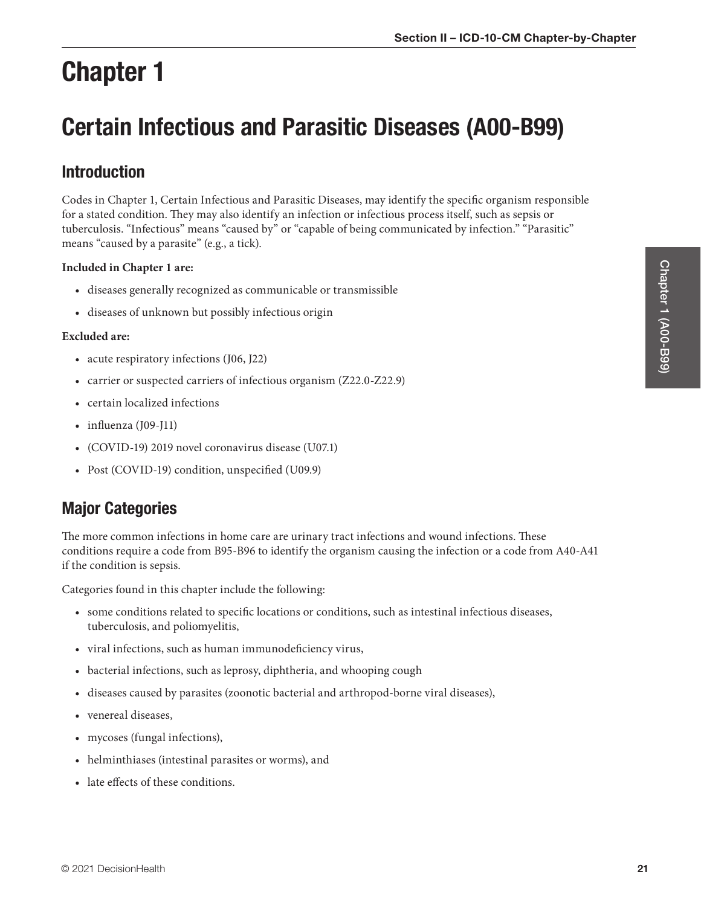# Chapter 1

# Certain Infectious and Parasitic Diseases (A00-B99)

## Introduction

Codes in Chapter 1, Certain Infectious and Parasitic Diseases, may identify the specific organism responsible for a stated condition. They may also identify an infection or infectious process itself, such as sepsis or tuberculosis. "Infectious" means "caused by" or "capable of being communicated by infection." "Parasitic" means "caused by a parasite" (e.g., a tick).

**Included in Chapter 1 are:**

- diseases generally recognized as communicable or transmissible
- diseases of unknown but possibly infectious origin

**Excluded are:**

- acute respiratory infections (J06, J22)
- carrier or suspected carriers of infectious organism (Z22.0-Z22.9)
- certain localized infections
- influenza (J09-J11)
- (COVID-19) 2019 novel coronavirus disease (U07.1)
- Post (COVID-19) condition, unspecified (U09.9)

## Major Categories

The more common infections in home care are urinary tract infections and wound infections. These conditions require a code from B95-B96 to identify the organism causing the infection or a code from A40-A41 if the condition is sepsis.

Categories found in this chapter include the following:

- some conditions related to specific locations or conditions, such as intestinal infectious diseases, tuberculosis, and poliomyelitis,
- viral infections, such as human immunodeficiency virus,
- bacterial infections, such as leprosy, diphtheria, and whooping cough
- diseases caused by parasites (zoonotic bacterial and arthropod-borne viral diseases),
- venereal diseases,
- mycoses (fungal infections),
- helminthiases (intestinal parasites or worms), and
- late effects of these conditions.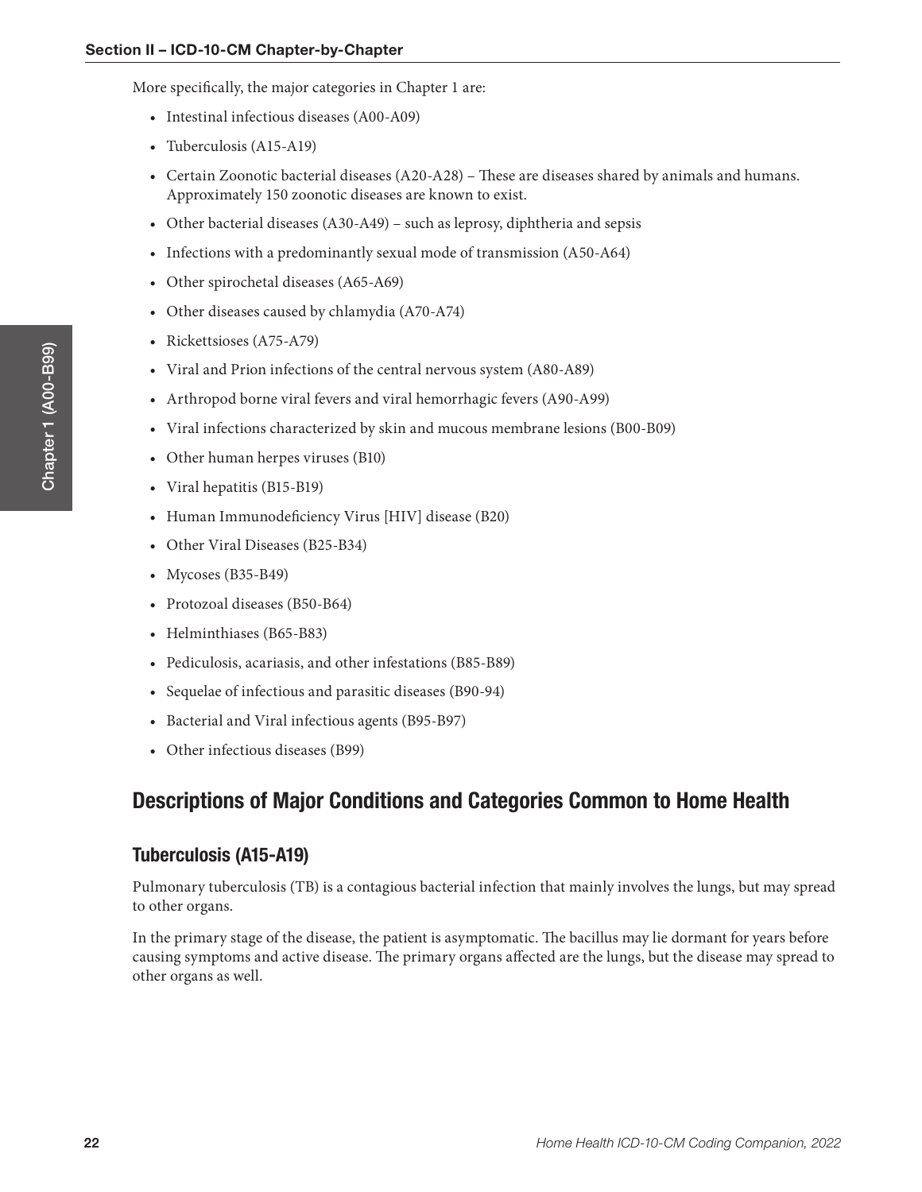More specifically, the major categories in Chapter 1 are:

- Intestinal infectious diseases (A00-A09)
- Tuberculosis (A15-A19)
- Certain Zoonotic bacterial diseases (A20-A28) – These are diseases shared by animals and humans. Approximately 150 zoonotic diseases are known to exist.
- Other bacterial diseases (A30-A49) – such as leprosy, diphtheria and sepsis
- Infections with a predominantly sexual mode of transmission (A50-A64)
- Other spirochetal diseases (A65-A69)
- Other diseases caused by chlamydia (A70-A74)
- Rickettsioses (A75-A79)
- Viral and Prion infections of the central nervous system (A80-A89)
- Arthropod borne viral fevers and viral hemorrhagic fevers (A90-A99)
- Viral infections characterized by skin and mucous membrane lesions (B00-B09)
- Other human herpes viruses (B10)
- Viral hepatitis (B15-B19)
- Human Immunodeficiency Virus [HIV] disease (B20)
- Other Viral Diseases (B25-B34)
- Mycoses (B35-B49)
- Protozoal diseases (B50-B64)
- Helminthiases (B65-B83)
- Pediculosis, acariasis, and other infestations (B85-B89)
- Sequelae of infectious and parasitic diseases (B90-94)
- Bacterial and Viral infectious agents (B95-B97)
- Other infectious diseases (B99)

## Descriptions of Major Conditions and Categories Common to Home Health

### Tuberculosis (A15-A19)

Pulmonary tuberculosis (TB) is a contagious bacterial infection that mainly involves the lungs, but may spread to other organs.

In the primary stage of the disease, the patient is asymptomatic. The bacillus may lie dormant for years before causing symptoms and active disease. The primary organs affected are the lungs, but the disease may spread to other organs as well.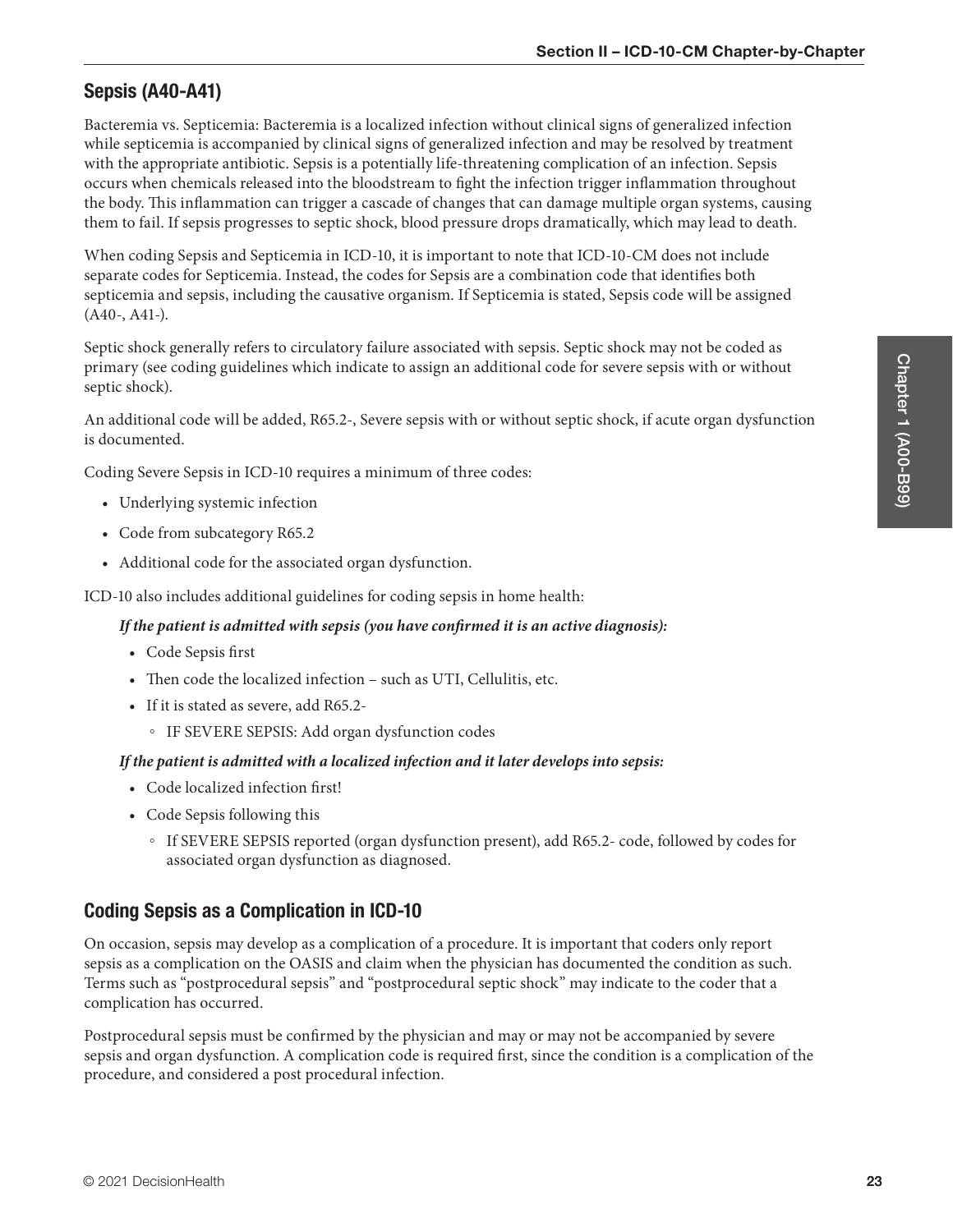## Sepsis (A40-A41)

Bacteremia vs. Septicemia: Bacteremia is a localized infection without clinical signs of generalized infection while septicemia is accompanied by clinical signs of generalized infection and may be resolved by treatment with the appropriate antibiotic. Sepsis is a potentially life-threatening complication of an infection. Sepsis occurs when chemicals released into the bloodstream to fight the infection trigger inflammation throughout the body. This inflammation can trigger a cascade of changes that can damage multiple organ systems, causing them to fail. If sepsis progresses to septic shock, blood pressure drops dramatically, which may lead to death.

When coding Sepsis and Septicemia in ICD-10, it is important to note that ICD-10-CM does not include separate codes for Septicemia. Instead, the codes for Sepsis are a combination code that identifies both septicemia and sepsis, including the causative organism. If Septicemia is stated, Sepsis code will be assigned (A40-, A41-).

Septic shock generally refers to circulatory failure associated with sepsis. Septic shock may not be coded as primary (see coding guidelines which indicate to assign an additional code for severe sepsis with or without septic shock).

An additional code will be added, R65.2-, Severe sepsis with or without septic shock, if acute organ dysfunction is documented.

Coding Severe Sepsis in ICD-10 requires a minimum of three codes:

- Underlying systemic infection
- Code from subcategory R65.2
- Additional code for the associated organ dysfunction.

ICD-10 also includes additional guidelines for coding sepsis in home health:

***If the patient is admitted with sepsis (you have confirmed it is an active diagnosis):***

- Code Sepsis first
- Then code the localized infection – such as UTI, Cellulitis, etc.
- If it is stated as severe, add R65.2-
  - IF SEVERE SEPSIS: Add organ dysfunction codes

***If the patient is admitted with a localized infection and it later develops into sepsis:***

- Code localized infection first!
- Code Sepsis following this
  - If SEVERE SEPSIS reported (organ dysfunction present), add R65.2- code, followed by codes for associated organ dysfunction as diagnosed.

## Coding Sepsis as a Complication in ICD-10

On occasion, sepsis may develop as a complication of a procedure. It is important that coders only report sepsis as a complication on the OASIS and claim when the physician has documented the condition as such. Terms such as "postprocedural sepsis" and "postprocedural septic shock" may indicate to the coder that a complication has occurred.

Postprocedural sepsis must be confirmed by the physician and may or may not be accompanied by severe sepsis and organ dysfunction. A complication code is required first, since the condition is a complication of the procedure, and considered a post procedural infection.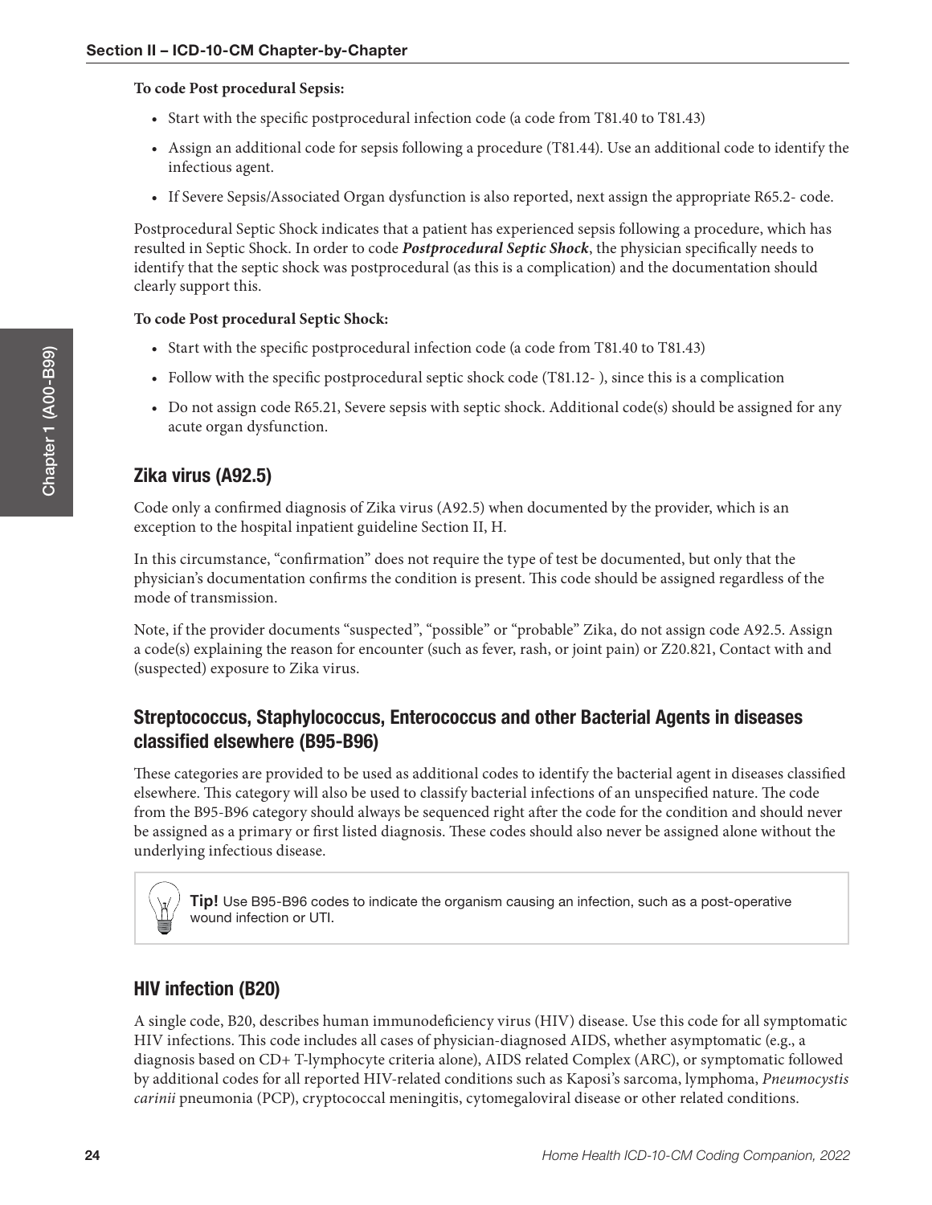**To code Post procedural Sepsis:**

- Start with the specific postprocedural infection code (a code from T81.40 to T81.43)
- Assign an additional code for sepsis following a procedure (T81.44). Use an additional code to identify the infectious agent.
- If Severe Sepsis/Associated Organ dysfunction is also reported, next assign the appropriate R65.2- code.

Postprocedural Septic Shock indicates that a patient has experienced sepsis following a procedure, which has resulted in Septic Shock. In order to code ***Postprocedural Septic Shock***, the physician specifically needs to identify that the septic shock was postprocedural (as this is a complication) and the documentation should clearly support this.

**To code Post procedural Septic Shock:**

- Start with the specific postprocedural infection code (a code from T81.40 to T81.43)
- Follow with the specific postprocedural septic shock code (T81.12- ), since this is a complication
- Do not assign code R65.21, Severe sepsis with septic shock. Additional code(s) should be assigned for any acute organ dysfunction.

## Zika virus (A92.5)

Code only a confirmed diagnosis of Zika virus (A92.5) when documented by the provider, which is an exception to the hospital inpatient guideline Section II, H.

In this circumstance, "confirmation" does not require the type of test be documented, but only that the physician's documentation confirms the condition is present. This code should be assigned regardless of the mode of transmission.

Note, if the provider documents "suspected", "possible" or "probable" Zika, do not assign code A92.5. Assign a code(s) explaining the reason for encounter (such as fever, rash, or joint pain) or Z20.821, Contact with and (suspected) exposure to Zika virus.

## Streptococcus, Staphylococcus, Enterococcus and other Bacterial Agents in diseases classified elsewhere (B95-B96)

These categories are provided to be used as additional codes to identify the bacterial agent in diseases classified elsewhere. This category will also be used to classify bacterial infections of an unspecified nature. The code from the B95-B96 category should always be sequenced right after the code for the condition and should never be assigned as a primary or first listed diagnosis. These codes should also never be assigned alone without the underlying infectious disease.

**Tip!** Use B95-B96 codes to indicate the organism causing an infection, such as a post-operative wound infection or UTI.

## HIV infection (B20)

A single code, B20, describes human immunodeficiency virus (HIV) disease. Use this code for all symptomatic HIV infections. This code includes all cases of physician-diagnosed AIDS, whether asymptomatic (e.g., a diagnosis based on CD+ T-lymphocyte criteria alone), AIDS related Complex (ARC), or symptomatic followed by additional codes for all reported HIV-related conditions such as Kaposi's sarcoma, lymphoma, *Pneumocystis carinii* pneumonia (PCP), cryptococcal meningitis, cytomegaloviral disease or other related conditions.